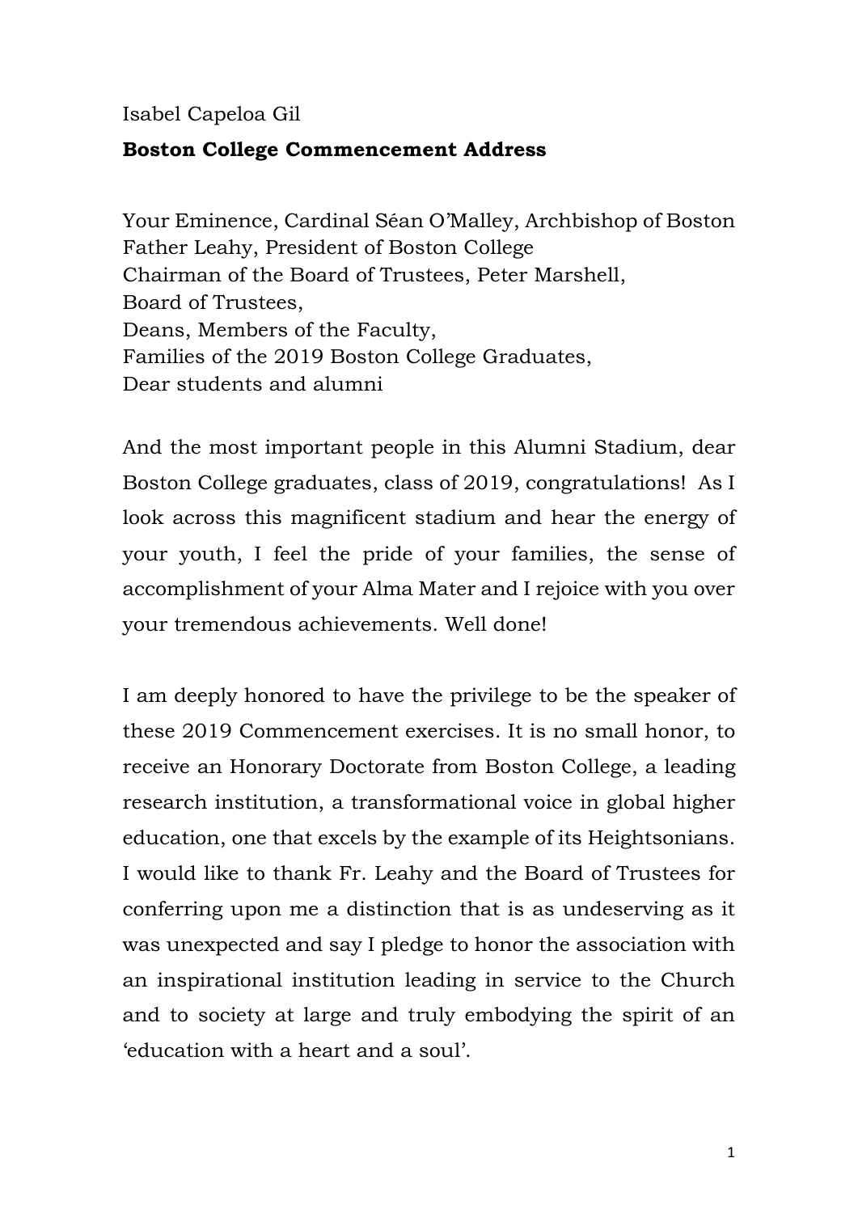Isabel Capeloa Gil

**Boston College Commencement Address**

Your Eminence, Cardinal Séan O'Malley, Archbishop of Boston
Father Leahy, President of Boston College
Chairman of the Board of Trustees, Peter Marshell,
Board of Trustees,
Deans, Members of the Faculty,
Families of the 2019 Boston College Graduates,
Dear students and alumni

And the most important people in this Alumni Stadium, dear Boston College graduates, class of 2019, congratulations! As I look across this magnificent stadium and hear the energy of your youth, I feel the pride of your families, the sense of accomplishment of your Alma Mater and I rejoice with you over your tremendous achievements. Well done!

I am deeply honored to have the privilege to be the speaker of these 2019 Commencement exercises. It is no small honor, to receive an Honorary Doctorate from Boston College, a leading research institution, a transformational voice in global higher education, one that excels by the example of its Heightsonians. I would like to thank Fr. Leahy and the Board of Trustees for conferring upon me a distinction that is as undeserving as it was unexpected and say I pledge to honor the association with an inspirational institution leading in service to the Church and to society at large and truly embodying the spirit of an 'education with a heart and a soul'.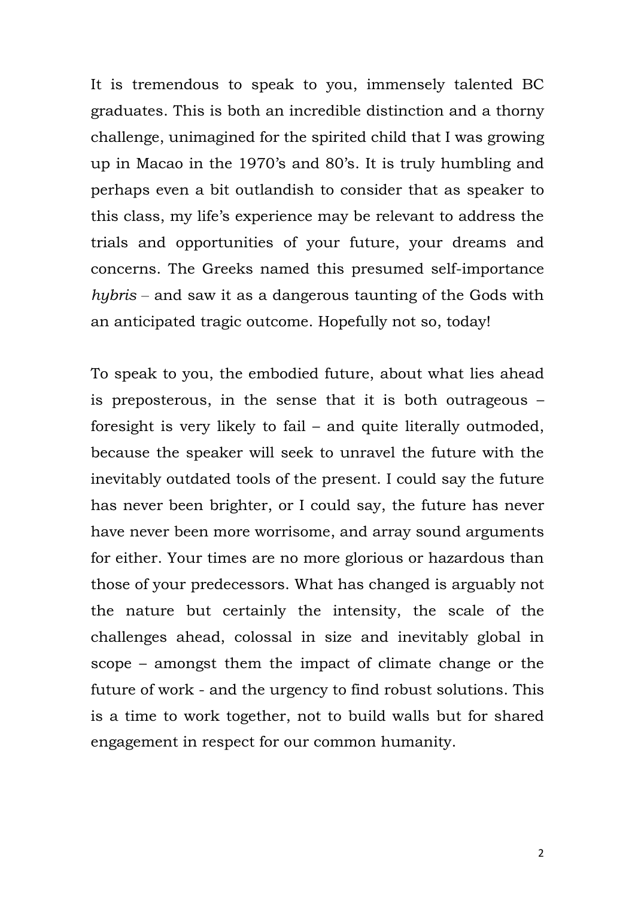It is tremendous to speak to you, immensely talented BC graduates. This is both an incredible distinction and a thorny challenge, unimagined for the spirited child that I was growing up in Macao in the 1970's and 80's. It is truly humbling and perhaps even a bit outlandish to consider that as speaker to this class, my life's experience may be relevant to address the trials and opportunities of your future, your dreams and concerns. The Greeks named this presumed self-importance *hybris* – and saw it as a dangerous taunting of the Gods with an anticipated tragic outcome. Hopefully not so, today!

To speak to you, the embodied future, about what lies ahead is preposterous, in the sense that it is both outrageous – foresight is very likely to fail – and quite literally outmoded, because the speaker will seek to unravel the future with the inevitably outdated tools of the present. I could say the future has never been brighter, or I could say, the future has never have never been more worrisome, and array sound arguments for either. Your times are no more glorious or hazardous than those of your predecessors. What has changed is arguably not the nature but certainly the intensity, the scale of the challenges ahead, colossal in size and inevitably global in scope – amongst them the impact of climate change or the future of work - and the urgency to find robust solutions. This is a time to work together, not to build walls but for shared engagement in respect for our common humanity.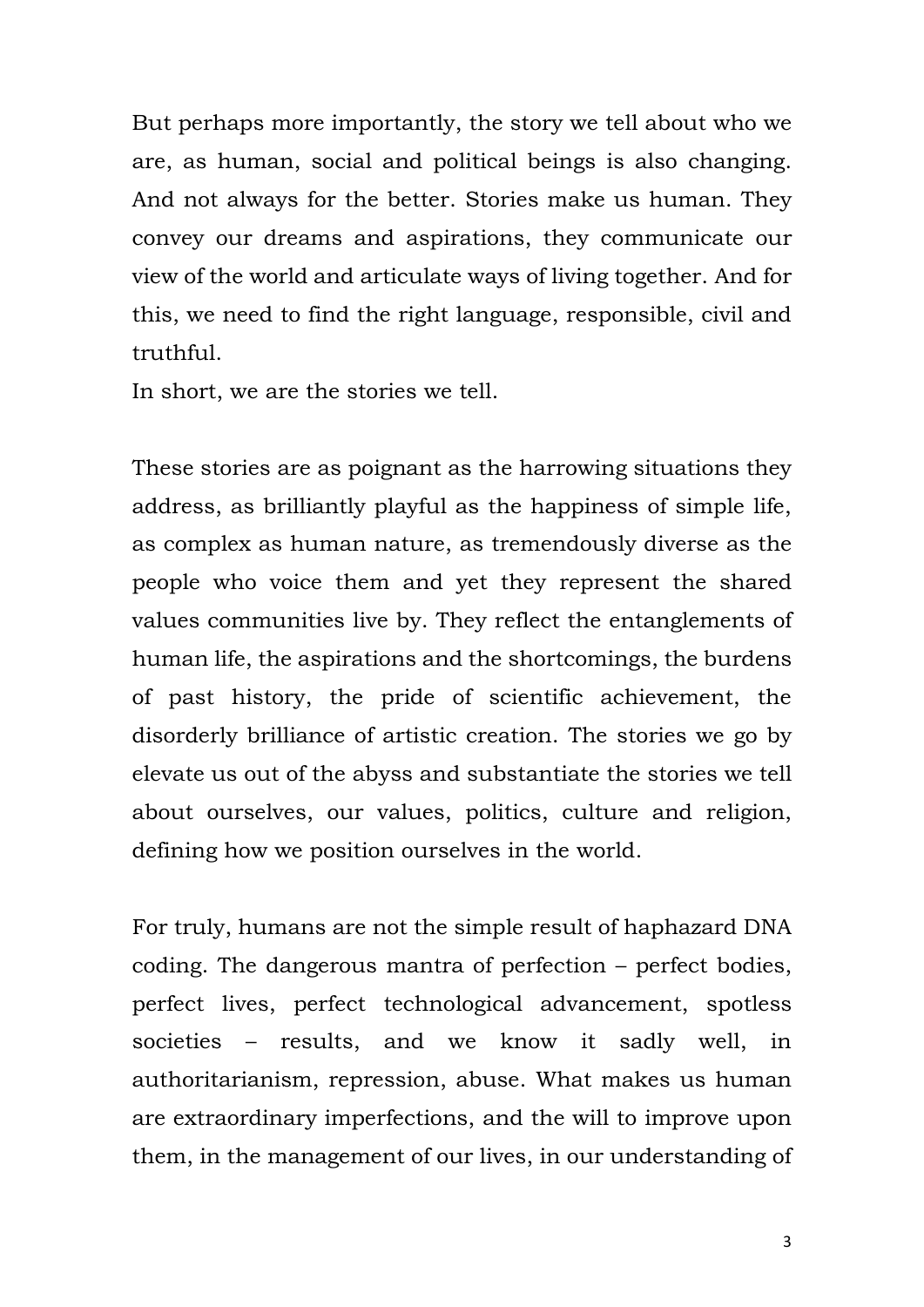But perhaps more importantly, the story we tell about who we are, as human, social and political beings is also changing. And not always for the better. Stories make us human. They convey our dreams and aspirations, they communicate our view of the world and articulate ways of living together. And for this, we need to find the right language, responsible, civil and truthful.
In short, we are the stories we tell.

These stories are as poignant as the harrowing situations they address, as brilliantly playful as the happiness of simple life, as complex as human nature, as tremendously diverse as the people who voice them and yet they represent the shared values communities live by. They reflect the entanglements of human life, the aspirations and the shortcomings, the burdens of past history, the pride of scientific achievement, the disorderly brilliance of artistic creation. The stories we go by elevate us out of the abyss and substantiate the stories we tell about ourselves, our values, politics, culture and religion, defining how we position ourselves in the world.

For truly, humans are not the simple result of haphazard DNA coding. The dangerous mantra of perfection – perfect bodies, perfect lives, perfect technological advancement, spotless societies – results, and we know it sadly well, in authoritarianism, repression, abuse. What makes us human are extraordinary imperfections, and the will to improve upon them, in the management of our lives, in our understanding of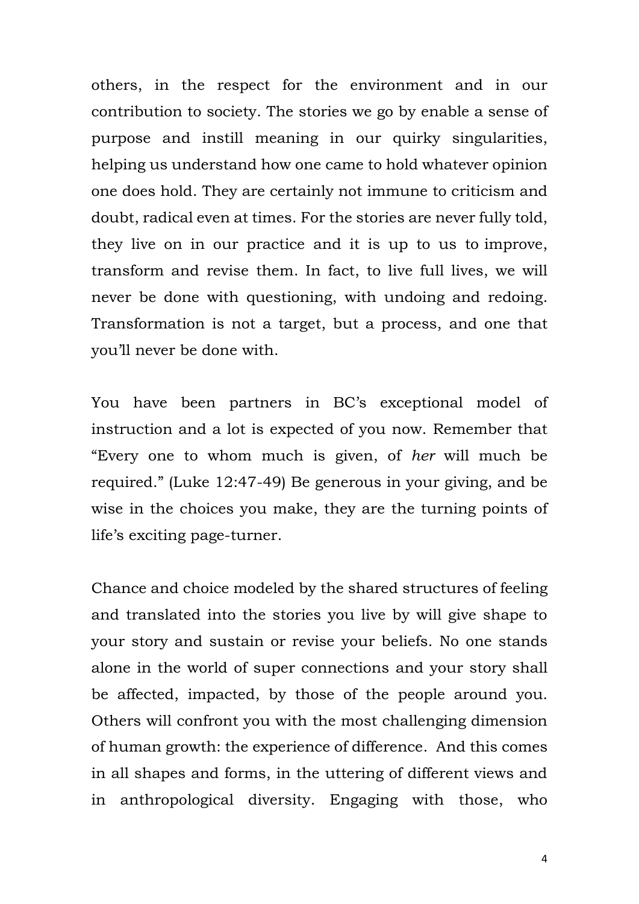others, in the respect for the environment and in our contribution to society. The stories we go by enable a sense of purpose and instill meaning in our quirky singularities, helping us understand how one came to hold whatever opinion one does hold. They are certainly not immune to criticism and doubt, radical even at times. For the stories are never fully told, they live on in our practice and it is up to us to improve, transform and revise them. In fact, to live full lives, we will never be done with questioning, with undoing and redoing. Transformation is not a target, but a process, and one that you'll never be done with.

You have been partners in BC's exceptional model of instruction and a lot is expected of you now. Remember that "Every one to whom much is given, of *her* will much be required." (Luke 12:47-49) Be generous in your giving, and be wise in the choices you make, they are the turning points of life's exciting page-turner.

Chance and choice modeled by the shared structures of feeling and translated into the stories you live by will give shape to your story and sustain or revise your beliefs. No one stands alone in the world of super connections and your story shall be affected, impacted, by those of the people around you. Others will confront you with the most challenging dimension of human growth: the experience of difference. And this comes in all shapes and forms, in the uttering of different views and in anthropological diversity. Engaging with those, who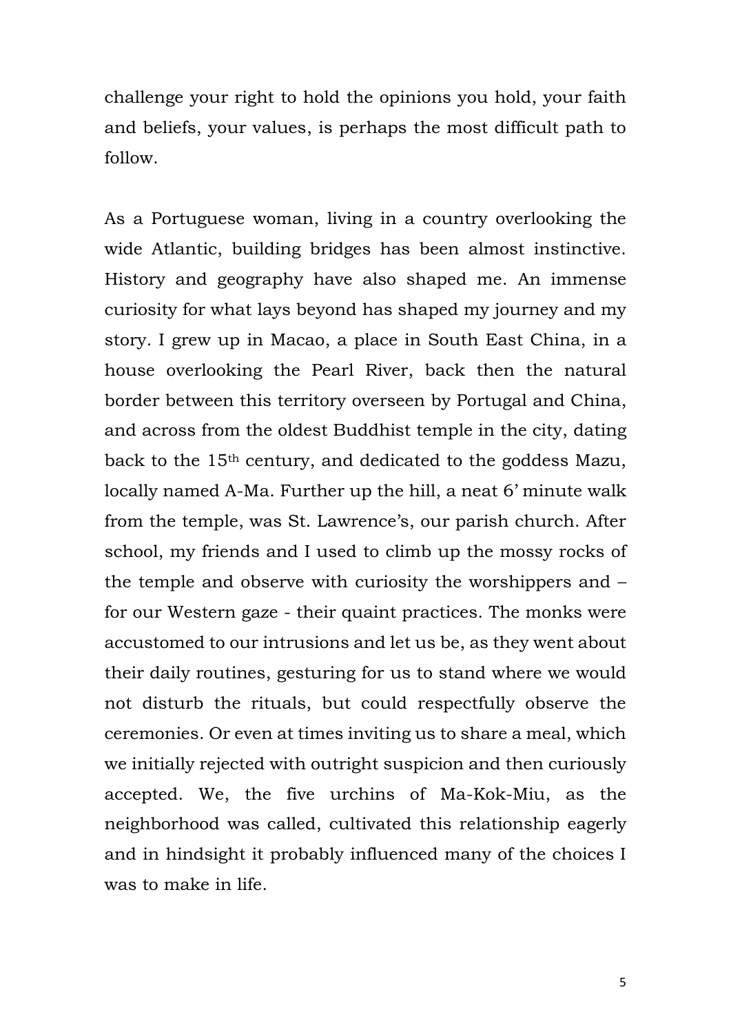challenge your right to hold the opinions you hold, your faith and beliefs, your values, is perhaps the most difficult path to follow.

As a Portuguese woman, living in a country overlooking the wide Atlantic, building bridges has been almost instinctive. History and geography have also shaped me. An immense curiosity for what lays beyond has shaped my journey and my story. I grew up in Macao, a place in South East China, in a house overlooking the Pearl River, back then the natural border between this territory overseen by Portugal and China, and across from the oldest Buddhist temple in the city, dating back to the 15th century, and dedicated to the goddess Mazu, locally named A-Ma. Further up the hill, a neat 6' minute walk from the temple, was St. Lawrence's, our parish church. After school, my friends and I used to climb up the mossy rocks of the temple and observe with curiosity the worshippers and – for our Western gaze - their quaint practices. The monks were accustomed to our intrusions and let us be, as they went about their daily routines, gesturing for us to stand where we would not disturb the rituals, but could respectfully observe the ceremonies. Or even at times inviting us to share a meal, which we initially rejected with outright suspicion and then curiously accepted. We, the five urchins of Ma-Kok-Miu, as the neighborhood was called, cultivated this relationship eagerly and in hindsight it probably influenced many of the choices I was to make in life.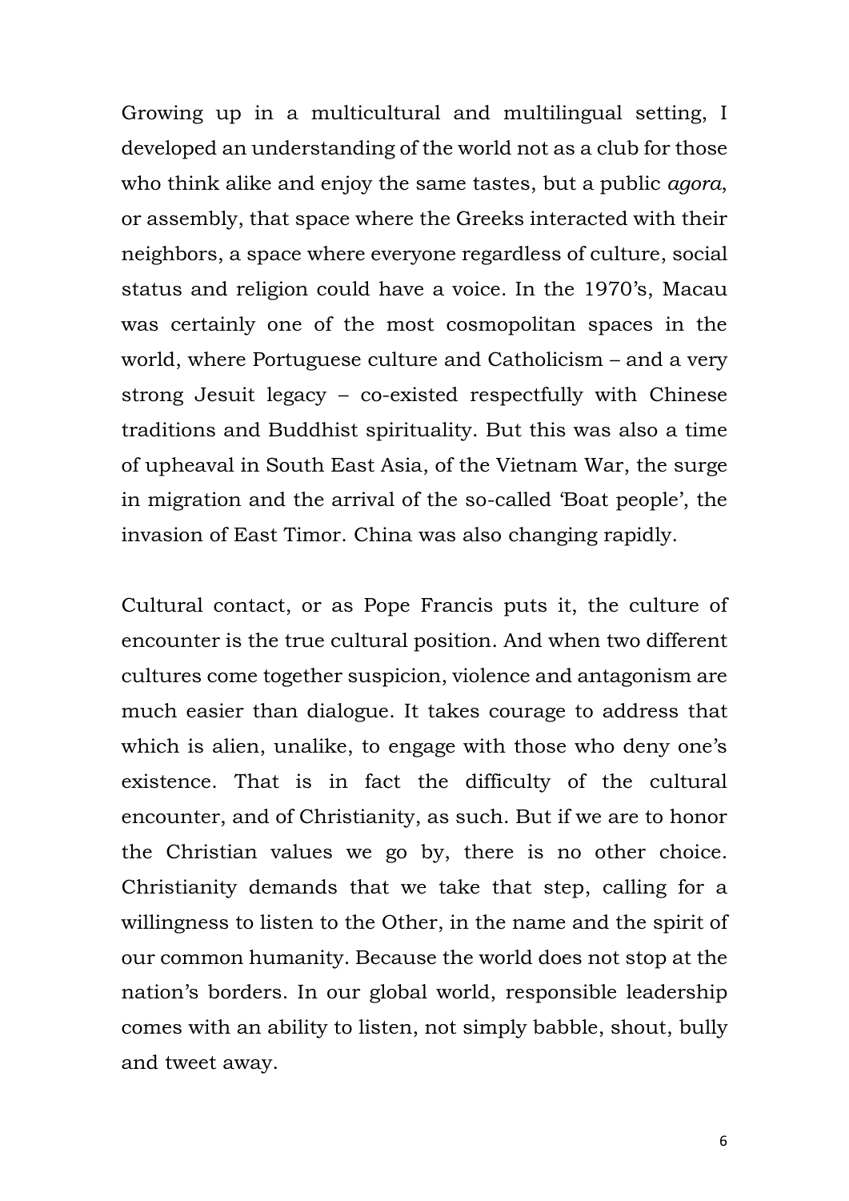Growing up in a multicultural and multilingual setting, I developed an understanding of the world not as a club for those who think alike and enjoy the same tastes, but a public *agora*, or assembly, that space where the Greeks interacted with their neighbors, a space where everyone regardless of culture, social status and religion could have a voice. In the 1970's, Macau was certainly one of the most cosmopolitan spaces in the world, where Portuguese culture and Catholicism – and a very strong Jesuit legacy – co-existed respectfully with Chinese traditions and Buddhist spirituality. But this was also a time of upheaval in South East Asia, of the Vietnam War, the surge in migration and the arrival of the so-called 'Boat people', the invasion of East Timor. China was also changing rapidly.

Cultural contact, or as Pope Francis puts it, the culture of encounter is the true cultural position. And when two different cultures come together suspicion, violence and antagonism are much easier than dialogue. It takes courage to address that which is alien, unalike, to engage with those who deny one's existence. That is in fact the difficulty of the cultural encounter, and of Christianity, as such. But if we are to honor the Christian values we go by, there is no other choice. Christianity demands that we take that step, calling for a willingness to listen to the Other, in the name and the spirit of our common humanity. Because the world does not stop at the nation's borders. In our global world, responsible leadership comes with an ability to listen, not simply babble, shout, bully and tweet away.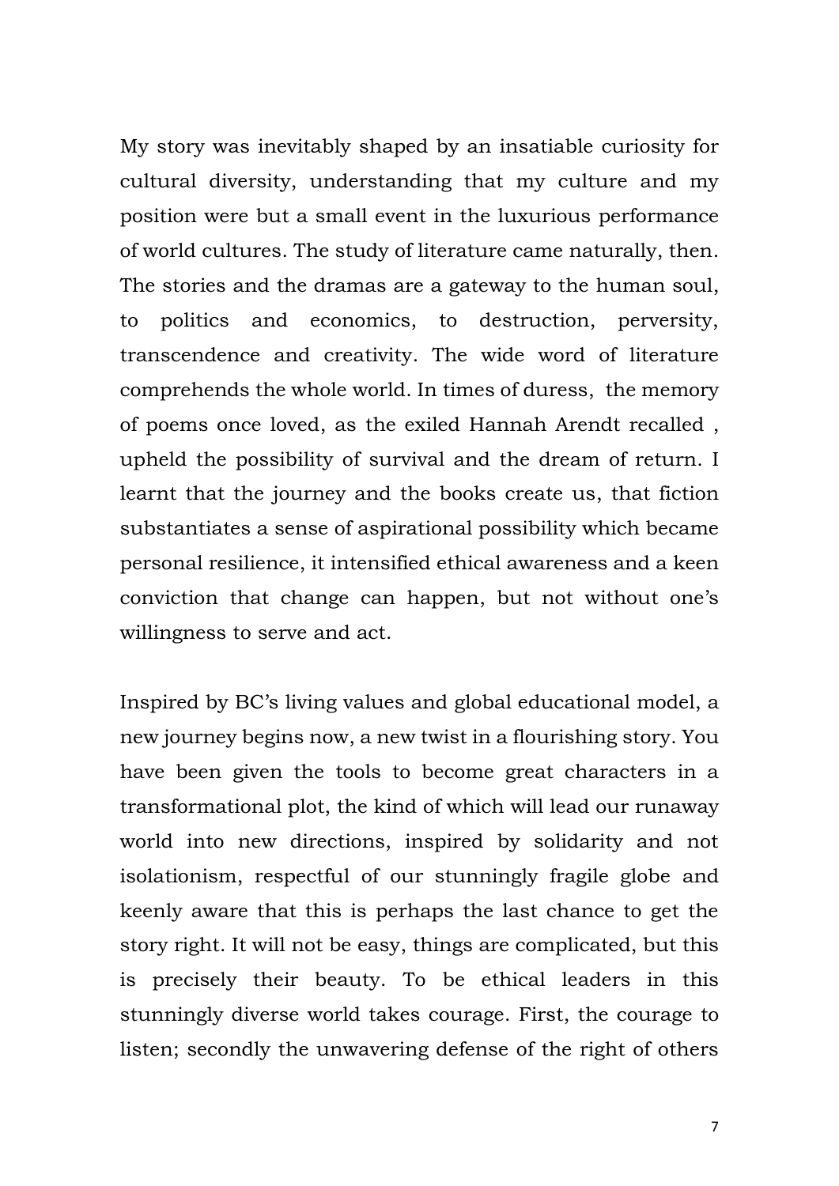My story was inevitably shaped by an insatiable curiosity for cultural diversity, understanding that my culture and my position were but a small event in the luxurious performance of world cultures. The study of literature came naturally, then. The stories and the dramas are a gateway to the human soul, to politics and economics, to destruction, perversity, transcendence and creativity. The wide word of literature comprehends the whole world. In times of duress, the memory of poems once loved, as the exiled Hannah Arendt recalled , upheld the possibility of survival and the dream of return. I learnt that the journey and the books create us, that fiction substantiates a sense of aspirational possibility which became personal resilience, it intensified ethical awareness and a keen conviction that change can happen, but not without one's willingness to serve and act.

Inspired by BC's living values and global educational model, a new journey begins now, a new twist in a flourishing story. You have been given the tools to become great characters in a transformational plot, the kind of which will lead our runaway world into new directions, inspired by solidarity and not isolationism, respectful of our stunningly fragile globe and keenly aware that this is perhaps the last chance to get the story right. It will not be easy, things are complicated, but this is precisely their beauty. To be ethical leaders in this stunningly diverse world takes courage. First, the courage to listen; secondly the unwavering defense of the right of others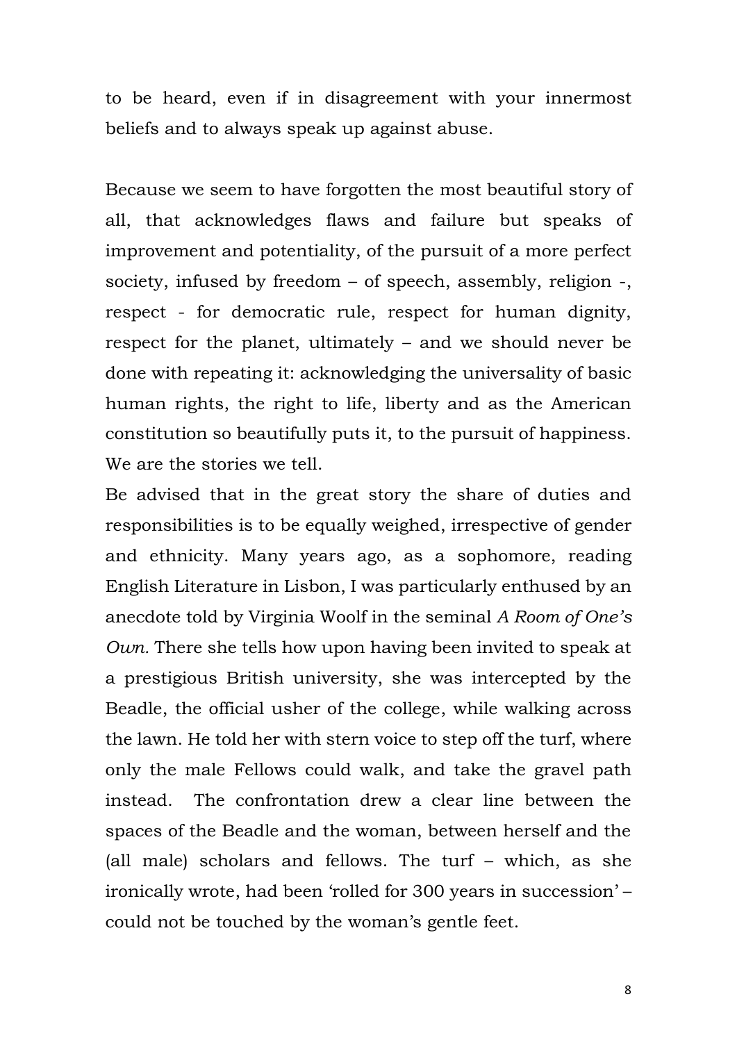to be heard, even if in disagreement with your innermost beliefs and to always speak up against abuse.

Because we seem to have forgotten the most beautiful story of all, that acknowledges flaws and failure but speaks of improvement and potentiality, of the pursuit of a more perfect society, infused by freedom – of speech, assembly, religion -, respect - for democratic rule, respect for human dignity, respect for the planet, ultimately – and we should never be done with repeating it: acknowledging the universality of basic human rights, the right to life, liberty and as the American constitution so beautifully puts it, to the pursuit of happiness. We are the stories we tell.

Be advised that in the great story the share of duties and responsibilities is to be equally weighed, irrespective of gender and ethnicity. Many years ago, as a sophomore, reading English Literature in Lisbon, I was particularly enthused by an anecdote told by Virginia Woolf in the seminal *A Room of One's Own.* There she tells how upon having been invited to speak at a prestigious British university, she was intercepted by the Beadle, the official usher of the college, while walking across the lawn. He told her with stern voice to step off the turf, where only the male Fellows could walk, and take the gravel path instead. The confrontation drew a clear line between the spaces of the Beadle and the woman, between herself and the (all male) scholars and fellows. The turf – which, as she ironically wrote, had been 'rolled for 300 years in succession' – could not be touched by the woman's gentle feet.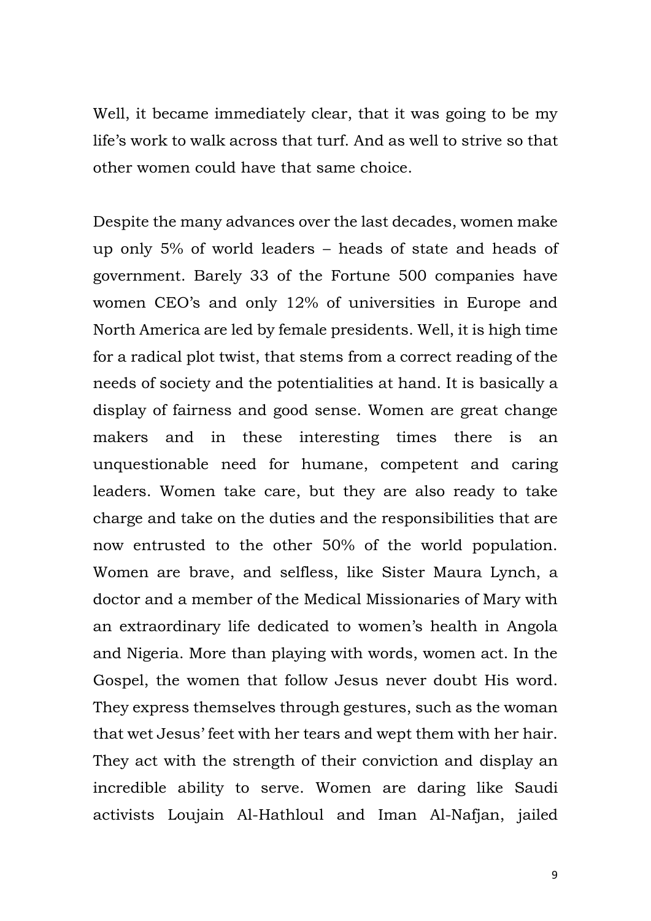Well, it became immediately clear, that it was going to be my life's work to walk across that turf. And as well to strive so that other women could have that same choice.

Despite the many advances over the last decades, women make up only 5% of world leaders – heads of state and heads of government. Barely 33 of the Fortune 500 companies have women CEO's and only 12% of universities in Europe and North America are led by female presidents. Well, it is high time for a radical plot twist, that stems from a correct reading of the needs of society and the potentialities at hand. It is basically a display of fairness and good sense. Women are great change makers and in these interesting times there is an unquestionable need for humane, competent and caring leaders. Women take care, but they are also ready to take charge and take on the duties and the responsibilities that are now entrusted to the other 50% of the world population. Women are brave, and selfless, like Sister Maura Lynch, a doctor and a member of the Medical Missionaries of Mary with an extraordinary life dedicated to women's health in Angola and Nigeria. More than playing with words, women act. In the Gospel, the women that follow Jesus never doubt His word. They express themselves through gestures, such as the woman that wet Jesus' feet with her tears and wept them with her hair. They act with the strength of their conviction and display an incredible ability to serve. Women are daring like Saudi activists Loujain Al-Hathloul and Iman Al-Nafjan, jailed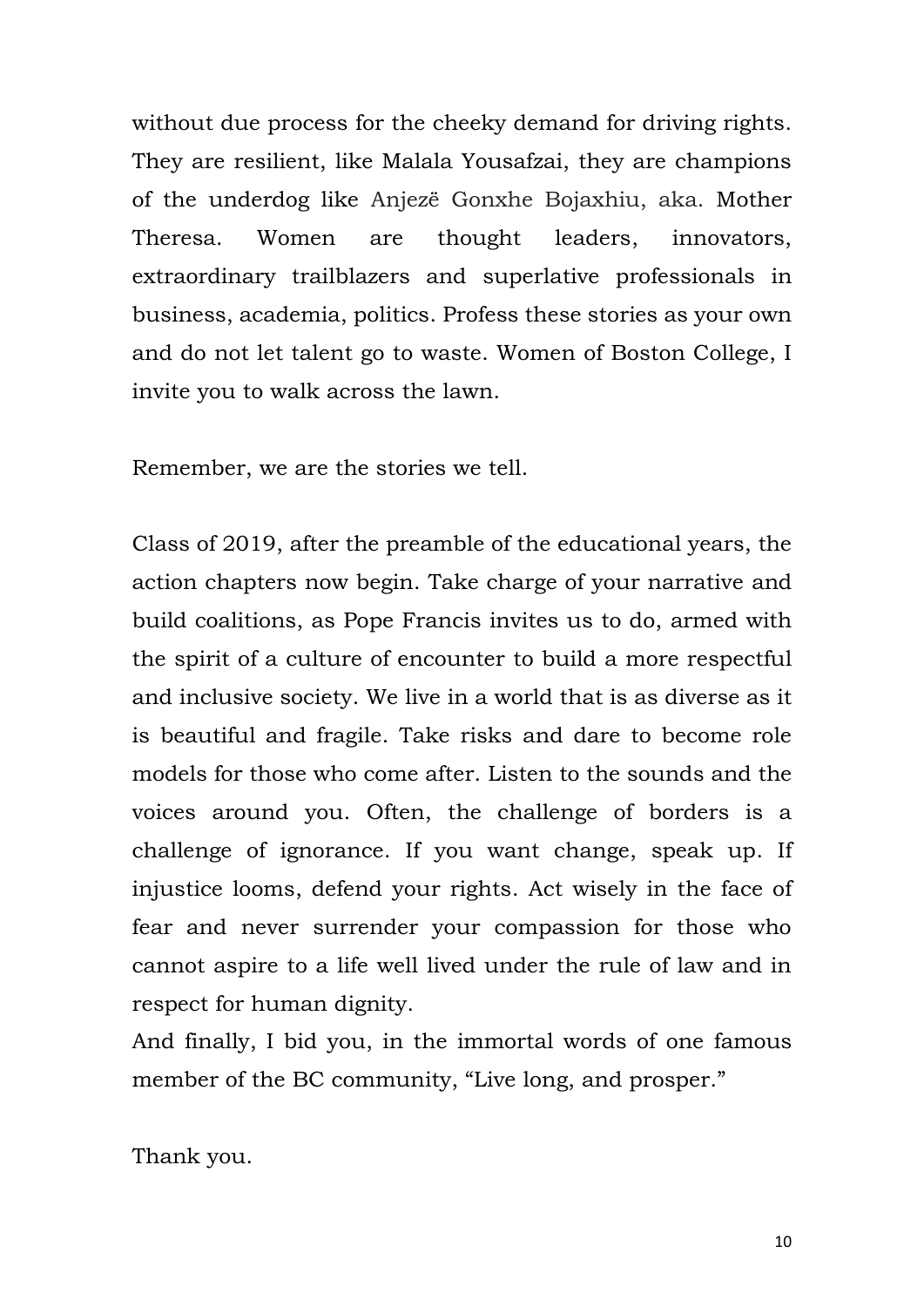without due process for the cheeky demand for driving rights. They are resilient, like Malala Yousafzai, they are champions of the underdog like Anjezë Gonxhe Bojaxhiu, aka. Mother Theresa. Women are thought leaders, innovators, extraordinary trailblazers and superlative professionals in business, academia, politics. Profess these stories as your own and do not let talent go to waste. Women of Boston College, I invite you to walk across the lawn.

Remember, we are the stories we tell.

Class of 2019, after the preamble of the educational years, the action chapters now begin. Take charge of your narrative and build coalitions, as Pope Francis invites us to do, armed with the spirit of a culture of encounter to build a more respectful and inclusive society. We live in a world that is as diverse as it is beautiful and fragile. Take risks and dare to become role models for those who come after. Listen to the sounds and the voices around you. Often, the challenge of borders is a challenge of ignorance. If you want change, speak up. If injustice looms, defend your rights. Act wisely in the face of fear and never surrender your compassion for those who cannot aspire to a life well lived under the rule of law and in respect for human dignity.

And finally, I bid you, in the immortal words of one famous member of the BC community, "Live long, and prosper."

Thank you.